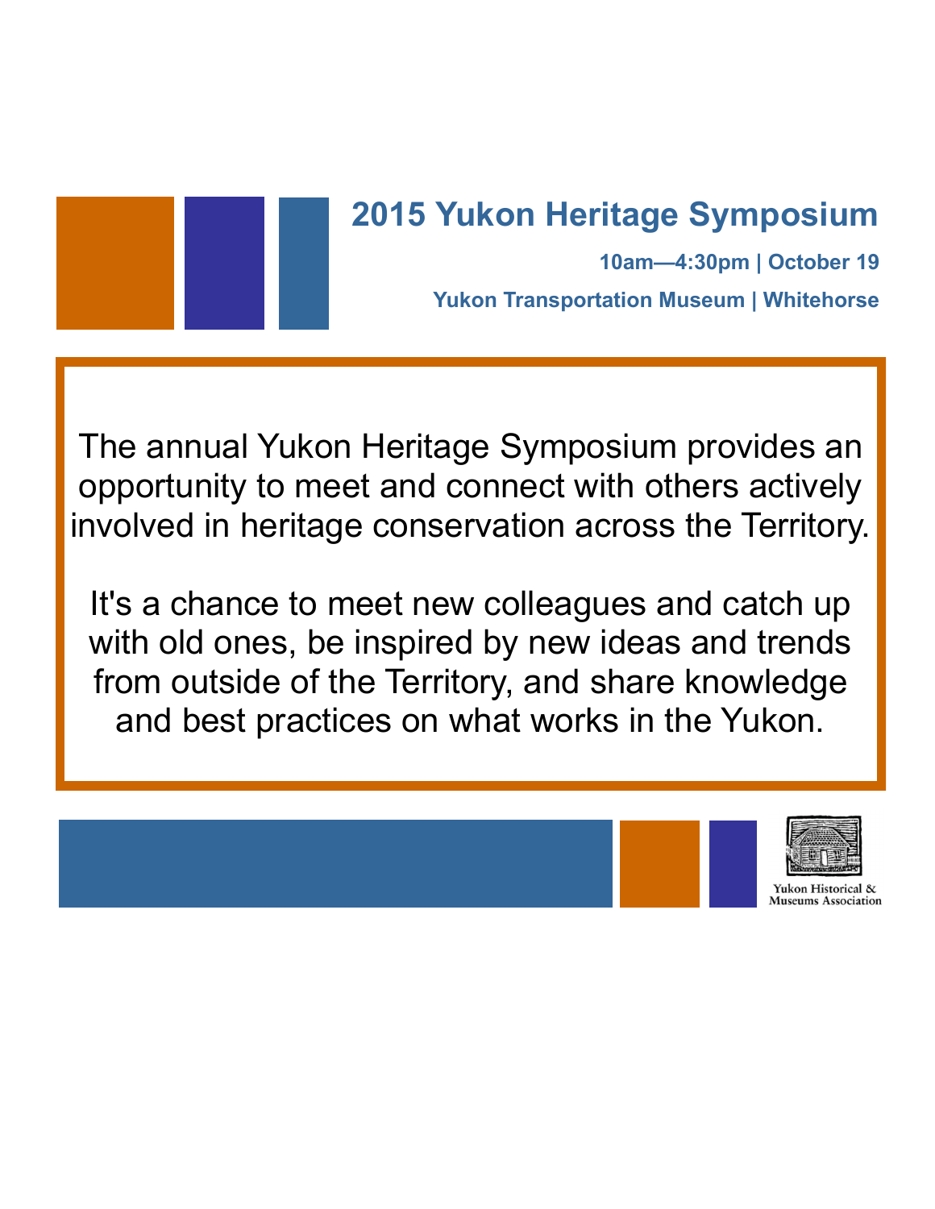# 2015 Yukon Heritage Symposium

**10am—4:30pm | October 19**

**Yukon Transportation Museum | Whitehorse**

The annual Yukon Heritage Symposium provides an opportunity to meet and connect with others actively involved in heritage conservation across the Territory.

It's a chance to meet new colleagues and catch up with old ones, be inspired by new ideas and trends from outside of the Territory, and share knowledge and best practices on what works in the Yukon.

Yukon Historical & Museums Association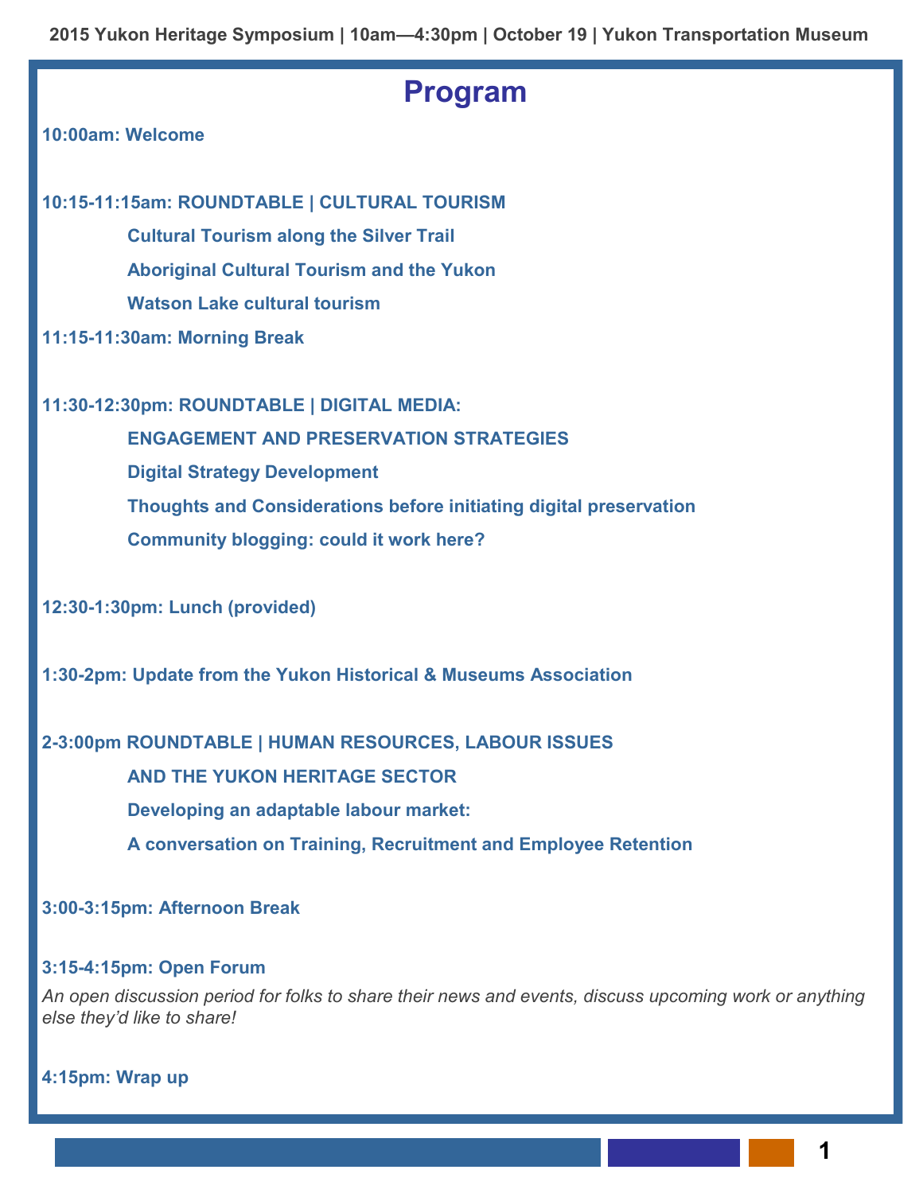2015 Yukon Heritage Symposium | 10am—4:30pm | October 19 | Yukon Transportation Museum

# Program

**10:00am: Welcome**

**10:15-11:15am: ROUNDTABLE | CULTURAL TOURISM**

- **Cultural Tourism along the Silver Trail**
- **Aboriginal Cultural Tourism and the Yukon**
- **Watson Lake cultural tourism**

**11:15-11:30am: Morning Break**

**11:30-12:30pm: ROUNDTABLE | DIGITAL MEDIA: ENGAGEMENT AND PRESERVATION STRATEGIES**

- **Digital Strategy Development**
- **Thoughts and Considerations before initiating digital preservation**
- **Community blogging: could it work here?**

**12:30-1:30pm: Lunch (provided)**

**1:30-2pm: Update from the Yukon Historical & Museums Association**

**2-3:00pm ROUNDTABLE | HUMAN RESOURCES, LABOUR ISSUES AND THE YUKON HERITAGE SECTOR**

**Developing an adaptable labour market: A conversation on Training, Recruitment and Employee Retention**

**3:00-3:15pm: Afternoon Break**

**3:15-4:15pm: Open Forum**

*An open discussion period for folks to share their news and events, discuss upcoming work or anything else they'd like to share!*

**4:15pm: Wrap up**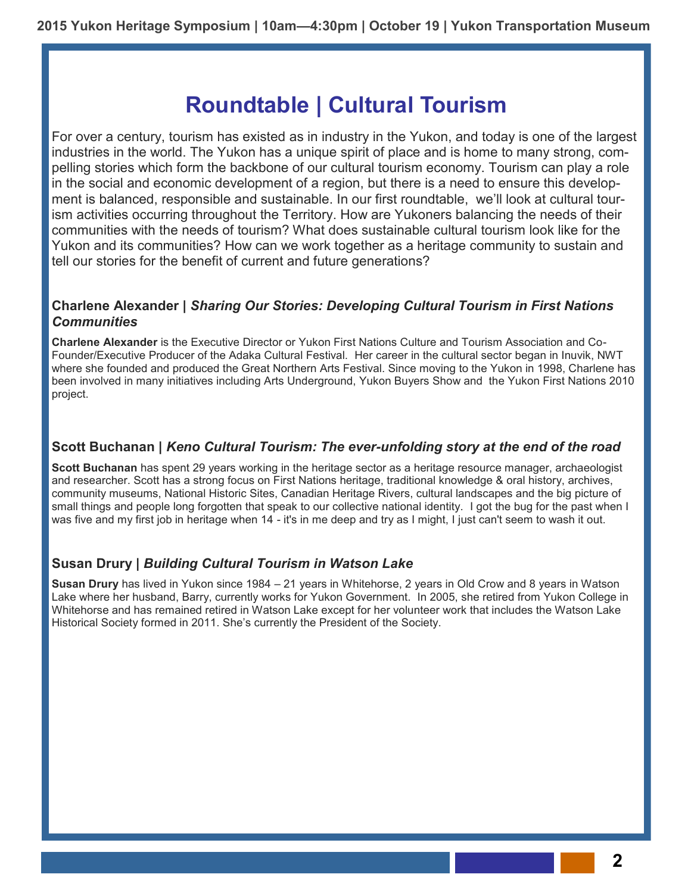# Roundtable | Cultural Tourism

For over a century, tourism has existed as in industry in the Yukon, and today is one of the largest industries in the world. The Yukon has a unique spirit of place and is home to many strong, compelling stories which form the backbone of our cultural tourism economy. Tourism can play a role in the social and economic development of a region, but there is a need to ensure this development is balanced, responsible and sustainable. In our first roundtable, we'll look at cultural tourism activities occurring throughout the Territory. How are Yukoners balancing the needs of their communities with the needs of tourism? What does sustainable cultural tourism look like for the Yukon and its communities? How can we work together as a heritage community to sustain and tell our stories for the benefit of current and future generations?

### Charlene Alexander | *Sharing Our Stories: Developing Cultural Tourism in First Nations Communities*

**Charlene Alexander** is the Executive Director or Yukon First Nations Culture and Tourism Association and Co-Founder/Executive Producer of the Adaka Cultural Festival. Her career in the cultural sector began in Inuvik, NWT where she founded and produced the Great Northern Arts Festival. Since moving to the Yukon in 1998, Charlene has been involved in many initiatives including Arts Underground, Yukon Buyers Show and the Yukon First Nations 2010 project.

### Scott Buchanan | *Keno Cultural Tourism: The ever-unfolding story at the end of the road*

**Scott Buchanan** has spent 29 years working in the heritage sector as a heritage resource manager, archaeologist and researcher. Scott has a strong focus on First Nations heritage, traditional knowledge & oral history, archives, community museums, National Historic Sites, Canadian Heritage Rivers, cultural landscapes and the big picture of small things and people long forgotten that speak to our collective national identity. I got the bug for the past when I was five and my first job in heritage when 14 - it's in me deep and try as I might, I just can't seem to wash it out.

### Susan Drury | *Building Cultural Tourism in Watson Lake*

**Susan Drury** has lived in Yukon since 1984 – 21 years in Whitehorse, 2 years in Old Crow and 8 years in Watson Lake where her husband, Barry, currently works for Yukon Government. In 2005, she retired from Yukon College in Whitehorse and has remained retired in Watson Lake except for her volunteer work that includes the Watson Lake Historical Society formed in 2011. She's currently the President of the Society.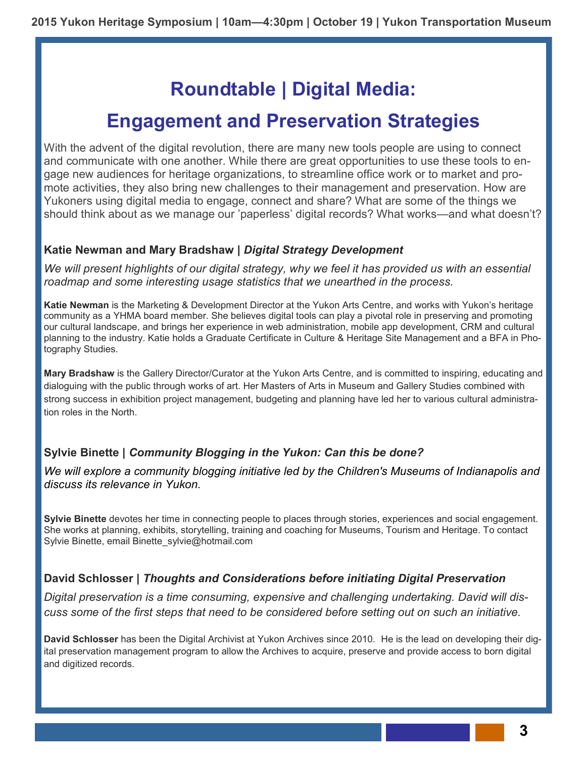# Roundtable | Digital Media: Engagement and Preservation Strategies

With the advent of the digital revolution, there are many new tools people are using to connect and communicate with one another. While there are great opportunities to use these tools to engage new audiences for heritage organizations, to streamline office work or to market and promote activities, they also bring new challenges to their management and preservation. How are Yukoners using digital media to engage, connect and share? What are some of the things we should think about as we manage our 'paperless' digital records? What works—and what doesn't?

### Katie Newman and Mary Bradshaw | *Digital Strategy Development*

*We will present highlights of our digital strategy, why we feel it has provided us with an essential roadmap and some interesting usage statistics that we unearthed in the process.*

**Katie Newman** is the Marketing & Development Director at the Yukon Arts Centre, and works with Yukon's heritage community as a YHMA board member. She believes digital tools can play a pivotal role in preserving and promoting our cultural landscape, and brings her experience in web administration, mobile app development, CRM and cultural planning to the industry. Katie holds a Graduate Certificate in Culture & Heritage Site Management and a BFA in Photography Studies.

**Mary Bradshaw** is the Gallery Director/Curator at the Yukon Arts Centre, and is committed to inspiring, educating and dialoguing with the public through works of art. Her Masters of Arts in Museum and Gallery Studies combined with strong success in exhibition project management, budgeting and planning have led her to various cultural administration roles in the North.

### Sylvie Binette | *Community Blogging in the Yukon: Can this be done?*

*We will explore a community blogging initiative led by the Children's Museums of Indianapolis and discuss its relevance in Yukon.*

**Sylvie Binette** devotes her time in connecting people to places through stories, experiences and social engagement. She works at planning, exhibits, storytelling, training and coaching for Museums, Tourism and Heritage. To contact Sylvie Binette, email Binette_sylvie@hotmail.com

### David Schlosser | *Thoughts and Considerations before initiating Digital Preservation*

*Digital preservation is a time consuming, expensive and challenging undertaking. David will discuss some of the first steps that need to be considered before setting out on such an initiative.*

**David Schlosser** has been the Digital Archivist at Yukon Archives since 2010. He is the lead on developing their digital preservation management program to allow the Archives to acquire, preserve and provide access to born digital and digitized records.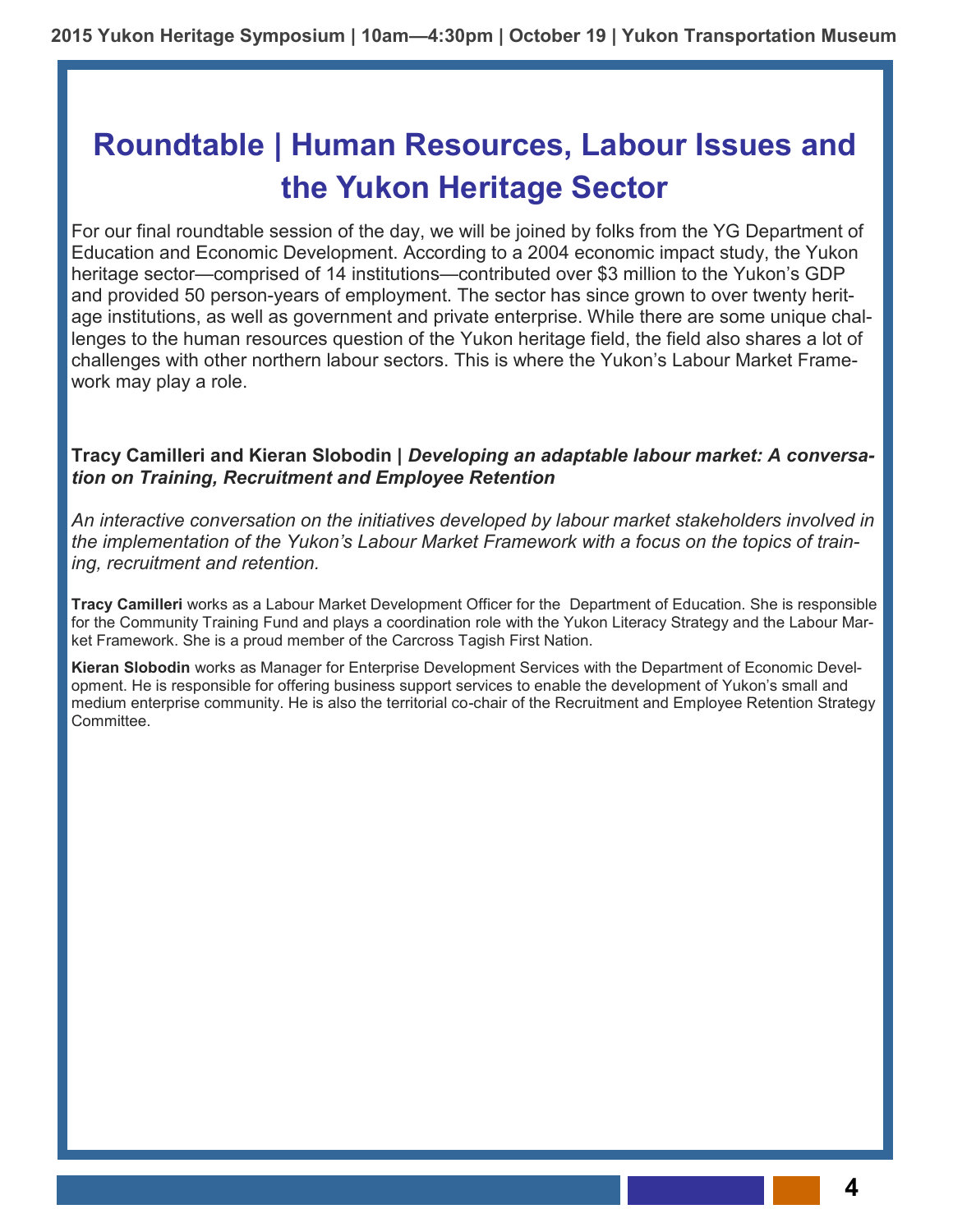# Roundtable | Human Resources, Labour Issues and the Yukon Heritage Sector

For our final roundtable session of the day, we will be joined by folks from the YG Department of Education and Economic Development. According to a 2004 economic impact study, the Yukon heritage sector—comprised of 14 institutions—contributed over $3 million to the Yukon's GDP and provided 50 person-years of employment. The sector has since grown to over twenty heritage institutions, as well as government and private enterprise. While there are some unique challenges to the human resources question of the Yukon heritage field, the field also shares a lot of challenges with other northern labour sectors. This is where the Yukon's Labour Market Framework may play a role.

**Tracy Camilleri and Kieran Slobodin |** ***Developing an adaptable labour market: A conversation on Training, Recruitment and Employee Retention***

*An interactive conversation on the initiatives developed by labour market stakeholders involved in the implementation of the Yukon's Labour Market Framework with a focus on the topics of training, recruitment and retention.*

**Tracy Camilleri** works as a Labour Market Development Officer for the Department of Education. She is responsible for the Community Training Fund and plays a coordination role with the Yukon Literacy Strategy and the Labour Market Framework. She is a proud member of the Carcross Tagish First Nation.

**Kieran Slobodin** works as Manager for Enterprise Development Services with the Department of Economic Development. He is responsible for offering business support services to enable the development of Yukon's small and medium enterprise community. He is also the territorial co-chair of the Recruitment and Employee Retention Strategy Committee.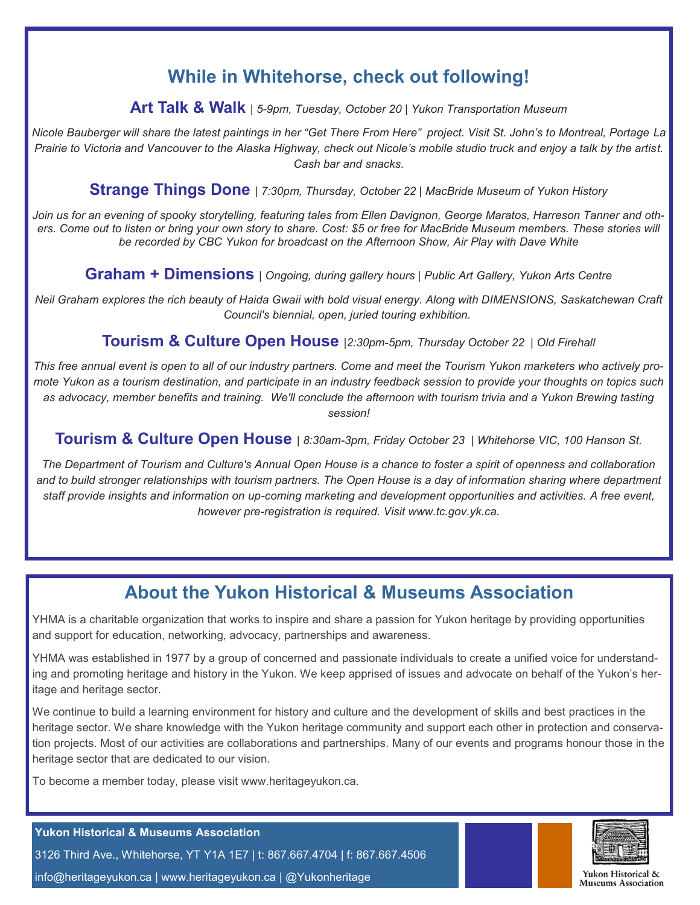## While in Whitehorse, check out following!

**Art Talk & Walk** | *5-9pm, Tuesday, October 20 | Yukon Transportation Museum*

*Nicole Bauberger will share the latest paintings in her "Get There From Here" project. Visit St. John's to Montreal, Portage La Prairie to Victoria and Vancouver to the Alaska Highway, check out Nicole's mobile studio truck and enjoy a talk by the artist. Cash bar and snacks.*

**Strange Things Done** | *7:30pm, Thursday, October 22 | MacBride Museum of Yukon History*

*Join us for an evening of spooky storytelling, featuring tales from Ellen Davignon, George Maratos, Harreson Tanner and others. Come out to listen or bring your own story to share. Cost: $5 or free for MacBride Museum members. These stories will be recorded by CBC Yukon for broadcast on the Afternoon Show, Air Play with Dave White*

**Graham + Dimensions** | *Ongoing, during gallery hours | Public Art Gallery, Yukon Arts Centre*

*Neil Graham explores the rich beauty of Haida Gwaii with bold visual energy. Along with DIMENSIONS, Saskatchewan Craft Council's biennial, open, juried touring exhibition.*

**Tourism & Culture Open House** |*2:30pm-5pm, Thursday October 22 | Old Firehall*

*This free annual event is open to all of our industry partners. Come and meet the Tourism Yukon marketers who actively promote Yukon as a tourism destination, and participate in an industry feedback session to provide your thoughts on topics such as advocacy, member benefits and training. We'll conclude the afternoon with tourism trivia and a Yukon Brewing tasting session!*

**Tourism & Culture Open House** | *8:30am-3pm, Friday October 23 | Whitehorse VIC, 100 Hanson St.*

*The Department of Tourism and Culture's Annual Open House is a chance to foster a spirit of openness and collaboration and to build stronger relationships with tourism partners. The Open House is a day of information sharing where department staff provide insights and information on up-coming marketing and development opportunities and activities. A free event, however pre-registration is required. Visit www.tc.gov.yk.ca.*

## About the Yukon Historical & Museums Association

YHMA is a charitable organization that works to inspire and share a passion for Yukon heritage by providing opportunities and support for education, networking, advocacy, partnerships and awareness.

YHMA was established in 1977 by a group of concerned and passionate individuals to create a unified voice for understanding and promoting heritage and history in the Yukon. We keep apprised of issues and advocate on behalf of the Yukon's heritage and heritage sector.

We continue to build a learning environment for history and culture and the development of skills and best practices in the heritage sector. We share knowledge with the Yukon heritage community and support each other in protection and conservation projects. Most of our activities are collaborations and partnerships. Many of our events and programs honour those in the heritage sector that are dedicated to our vision.

To become a member today, please visit www.heritageyukon.ca.

**Yukon Historical & Museums Association**

3126 Third Ave., Whitehorse, YT Y1A 1E7 | t: 867.667.4704 | f: 867.667.4506

info@heritageyukon.ca | www.heritageyukon.ca | @Yukonheritage

Yukon Historical & Museums Association